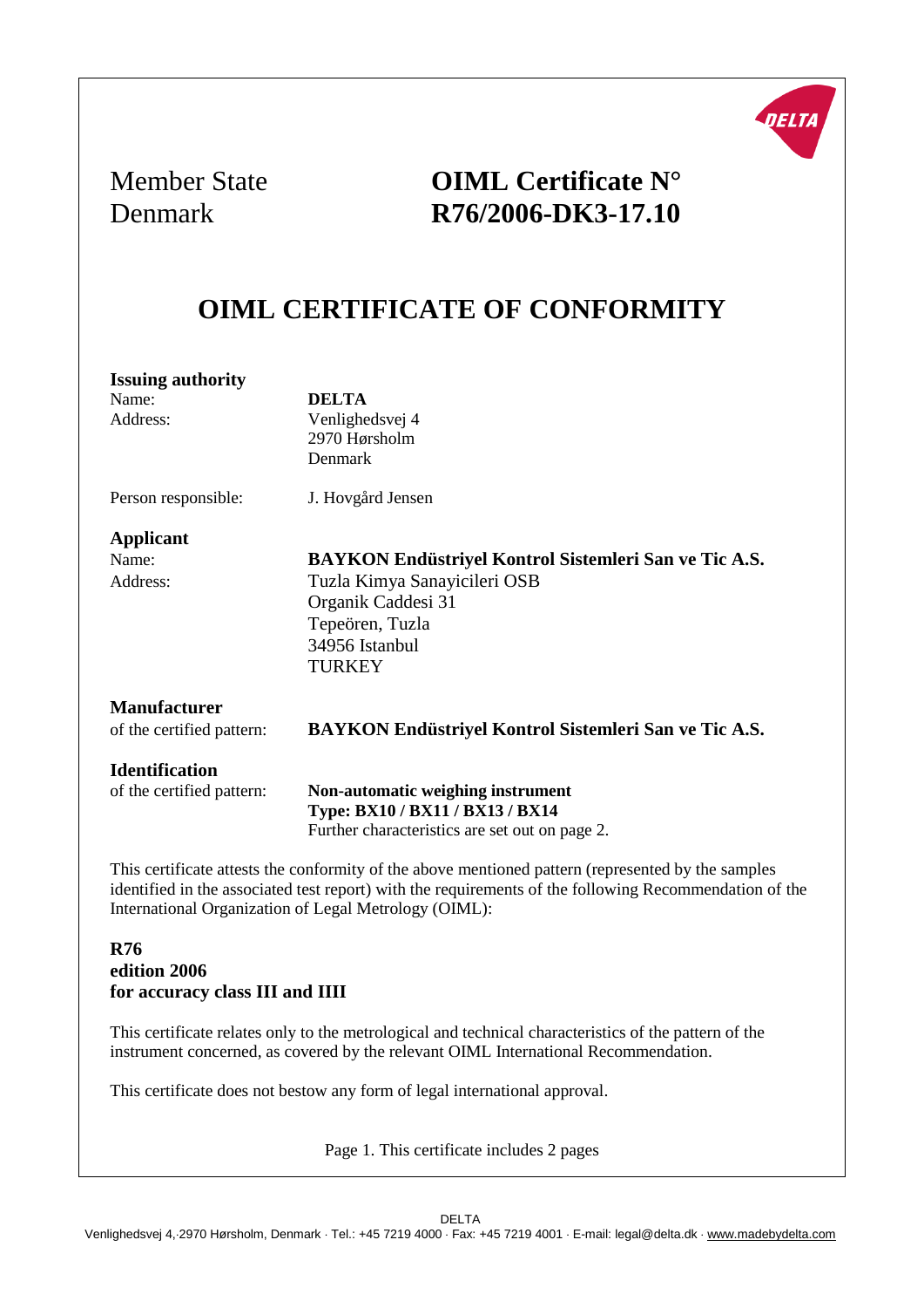Member State
Denmark

**OIML Certificate N°**
**R76/2006-DK3-17.10**

# OIML CERTIFICATE OF CONFORMITY

**Issuing authority**

| | |
|---|---|
| Name: | **DELTA** |
| Address: | Venlighedsvej 4<br>2970 Hørsholm<br>Denmark |
| Person responsible: | J. Hovgård Jensen |

**Applicant**

| | |
|---|---|
| Name: | **BAYKON Endüstriyel Kontrol Sistemleri San ve Tic A.S.** |
| Address: | Tuzla Kimya Sanayicileri OSB<br>Organik Caddesi 31<br>Tepeören, Tuzla<br>34956 Istanbul<br>TURKEY |

**Manufacturer**

| | |
|---|---|
| of the certified pattern: | **BAYKON Endüstriyel Kontrol Sistemleri San ve Tic A.S.** |

**Identification**

| | |
|---|---|
| of the certified pattern: | **Non-automatic weighing instrument**<br>**Type: BX10 / BX11 / BX13 / BX14**<br>Further characteristics are set out on page 2. |

This certificate attests the conformity of the above mentioned pattern (represented by the samples identified in the associated test report) with the requirements of the following Recommendation of the International Organization of Legal Metrology (OIML):

**R76**
**edition 2006**
**for accuracy class III and IIII**

This certificate relates only to the metrological and technical characteristics of the pattern of the instrument concerned, as covered by the relevant OIML International Recommendation.

This certificate does not bestow any form of legal international approval.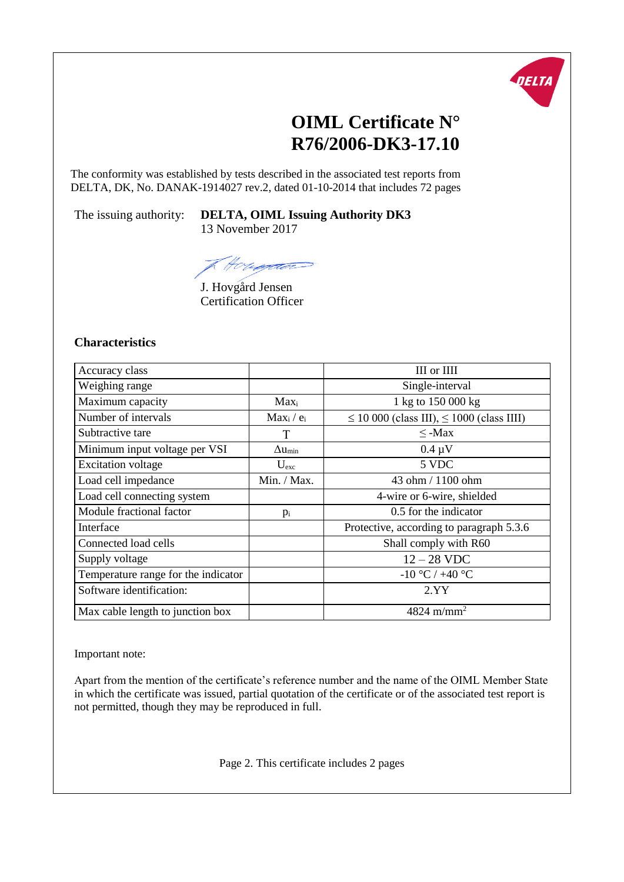# OIML Certificate N° R76/2006-DK3-17.10

The conformity was established by tests described in the associated test reports from DELTA, DK, No. DANAK-1914027 rev.2, dated 01-10-2014 that includes 72 pages

The issuing authority: **DELTA, OIML Issuing Authority DK3**
13 November 2017

J. Hovgård Jensen
Certification Officer

## Characteristics

| | | |
|---|---|---|
| Accuracy class | | III or IIII |
| Weighing range | | Single-interval |
| Maximum capacity | $Max_i$ | 1 kg to 150 000 kg |
| Number of intervals | $Max_i / e_i$ | ≤ 10 000 (class III), ≤ 1000 (class IIII) |
| Subtractive tare | T | ≤ -Max |
| Minimum input voltage per VSI | $\Delta u_{min}$ | 0.4 µV |
| Excitation voltage | $U_{exc}$ | 5 VDC |
| Load cell impedance | Min. / Max. | 43 ohm / 1100 ohm |
| Load cell connecting system | | 4-wire or 6-wire, shielded |
| Module fractional factor | $p_i$ | 0.5 for the indicator |
| Interface | | Protective, according to paragraph 5.3.6 |
| Connected load cells | | Shall comply with R60 |
| Supply voltage | | 12 – 28 VDC |
| Temperature range for the indicator | | -10 °C / +40 °C |
| Software identification: | | 2.YY |
| Max cable length to junction box | | 4824 m/mm$^2$ |

Important note:

Apart from the mention of the certificate's reference number and the name of the OIML Member State in which the certificate was issued, partial quotation of the certificate or of the associated test report is not permitted, though they may be reproduced in full.